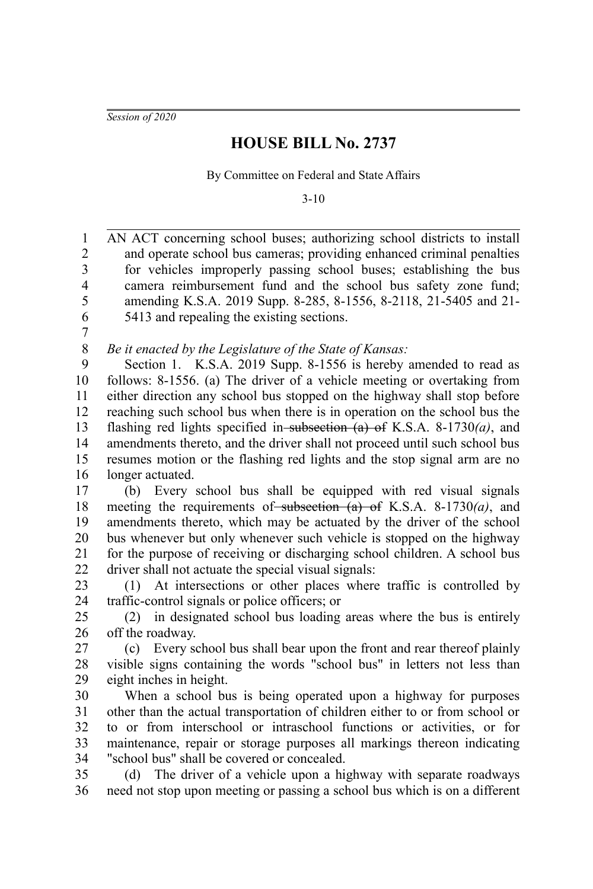*Session of 2020*

# HOUSE BILL No. 2737

By Committee on Federal and State Affairs

3-10

AN ACT concerning school buses; authorizing school districts to install and operate school bus cameras; providing enhanced criminal penalties for vehicles improperly passing school buses; establishing the bus camera reimbursement fund and the school bus safety zone fund; amending K.S.A. 2019 Supp. 8-285, 8-1556, 8-2118, 21-5405 and 21-5413 and repealing the existing sections.

*Be it enacted by the Legislature of the State of Kansas:*

Section 1. K.S.A. 2019 Supp. 8-1556 is hereby amended to read as follows: 8-1556. (a) The driver of a vehicle meeting or overtaking from either direction any school bus stopped on the highway shall stop before reaching such school bus when there is in operation on the school bus the flashing red lights specified in ~~subsection (a) of~~ K.S.A. 8-1730*(a)*, and amendments thereto, and the driver shall not proceed until such school bus resumes motion or the flashing red lights and the stop signal arm are no longer actuated.

(b) Every school bus shall be equipped with red visual signals meeting the requirements of ~~subsection (a) of~~ K.S.A. 8-1730*(a)*, and amendments thereto, which may be actuated by the driver of the school bus whenever but only whenever such vehicle is stopped on the highway for the purpose of receiving or discharging school children. A school bus driver shall not actuate the special visual signals:

(1) At intersections or other places where traffic is controlled by traffic-control signals or police officers; or

(2) in designated school bus loading areas where the bus is entirely off the roadway.

(c) Every school bus shall bear upon the front and rear thereof plainly visible signs containing the words "school bus" in letters not less than eight inches in height.

When a school bus is being operated upon a highway for purposes other than the actual transportation of children either to or from school or to or from interschool or intraschool functions or activities, or for maintenance, repair or storage purposes all markings thereon indicating "school bus" shall be covered or concealed.

(d) The driver of a vehicle upon a highway with separate roadways need not stop upon meeting or passing a school bus which is on a different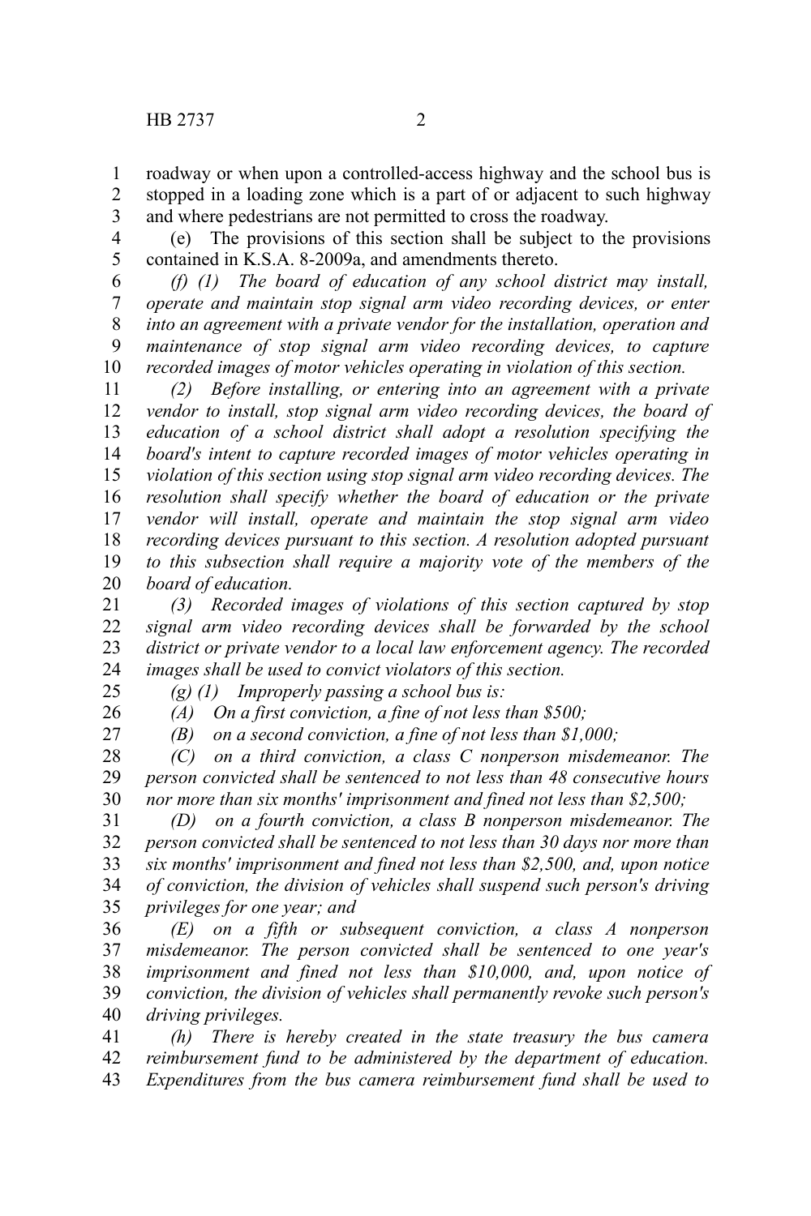roadway or when upon a controlled-access highway and the school bus is stopped in a loading zone which is a part of or adjacent to such highway and where pedestrians are not permitted to cross the roadway.

(e) The provisions of this section shall be subject to the provisions contained in K.S.A. 8-2009a, and amendments thereto.

*(f) (1) The board of education of any school district may install, operate and maintain stop signal arm video recording devices, or enter into an agreement with a private vendor for the installation, operation and maintenance of stop signal arm video recording devices, to capture recorded images of motor vehicles operating in violation of this section.*

*(2) Before installing, or entering into an agreement with a private vendor to install, stop signal arm video recording devices, the board of education of a school district shall adopt a resolution specifying the board's intent to capture recorded images of motor vehicles operating in violation of this section using stop signal arm video recording devices. The resolution shall specify whether the board of education or the private vendor will install, operate and maintain the stop signal arm video recording devices pursuant to this section. A resolution adopted pursuant to this subsection shall require a majority vote of the members of the board of education.*

*(3) Recorded images of violations of this section captured by stop signal arm video recording devices shall be forwarded by the school district or private vendor to a local law enforcement agency. The recorded images shall be used to convict violators of this section.*

*(g) (1) Improperly passing a school bus is:*

*(A) On a first conviction, a fine of not less than $500;*

*(B) on a second conviction, a fine of not less than $1,000;*

*(C) on a third conviction, a class C nonperson misdemeanor. The person convicted shall be sentenced to not less than 48 consecutive hours nor more than six months' imprisonment and fined not less than $2,500;*

*(D) on a fourth conviction, a class B nonperson misdemeanor. The person convicted shall be sentenced to not less than 30 days nor more than six months' imprisonment and fined not less than $2,500, and, upon notice of conviction, the division of vehicles shall suspend such person's driving privileges for one year; and*

*(E) on a fifth or subsequent conviction, a class A nonperson misdemeanor. The person convicted shall be sentenced to one year's imprisonment and fined not less than $10,000, and, upon notice of conviction, the division of vehicles shall permanently revoke such person's driving privileges.*

*(h) There is hereby created in the state treasury the bus camera reimbursement fund to be administered by the department of education. Expenditures from the bus camera reimbursement fund shall be used to*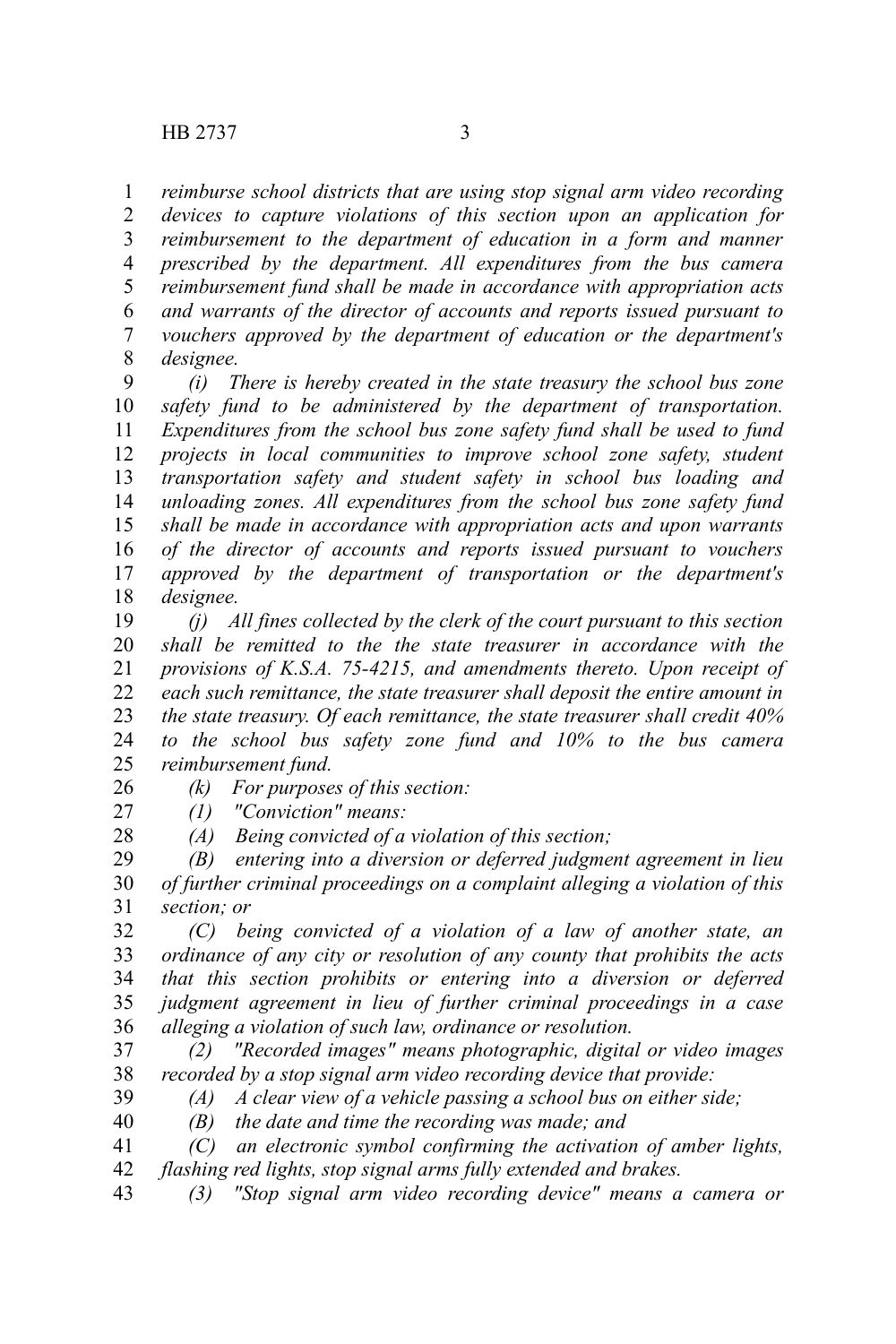*reimburse school districts that are using stop signal arm video recording devices to capture violations of this section upon an application for reimbursement to the department of education in a form and manner prescribed by the department. All expenditures from the bus camera reimbursement fund shall be made in accordance with appropriation acts and warrants of the director of accounts and reports issued pursuant to vouchers approved by the department of education or the department's designee.*

*(i) There is hereby created in the state treasury the school bus zone safety fund to be administered by the department of transportation. Expenditures from the school bus zone safety fund shall be used to fund projects in local communities to improve school zone safety, student transportation safety and student safety in school bus loading and unloading zones. All expenditures from the school bus zone safety fund shall be made in accordance with appropriation acts and upon warrants of the director of accounts and reports issued pursuant to vouchers approved by the department of transportation or the department's designee.*

*(j) All fines collected by the clerk of the court pursuant to this section shall be remitted to the the state treasurer in accordance with the provisions of K.S.A. 75-4215, and amendments thereto. Upon receipt of each such remittance, the state treasurer shall deposit the entire amount in the state treasury. Of each remittance, the state treasurer shall credit 40% to the school bus safety zone fund and 10% to the bus camera reimbursement fund.*

*(k) For purposes of this section:*

*(1) "Conviction" means:*

*(A) Being convicted of a violation of this section;*

*(B) entering into a diversion or deferred judgment agreement in lieu of further criminal proceedings on a complaint alleging a violation of this section; or*

*(C) being convicted of a violation of a law of another state, an ordinance of any city or resolution of any county that prohibits the acts that this section prohibits or entering into a diversion or deferred judgment agreement in lieu of further criminal proceedings in a case alleging a violation of such law, ordinance or resolution.*

*(2) "Recorded images" means photographic, digital or video images recorded by a stop signal arm video recording device that provide:*

*(A) A clear view of a vehicle passing a school bus on either side;*

*(B) the date and time the recording was made; and*

*(C) an electronic symbol confirming the activation of amber lights, flashing red lights, stop signal arms fully extended and brakes.*

*(3) "Stop signal arm video recording device" means a camera or*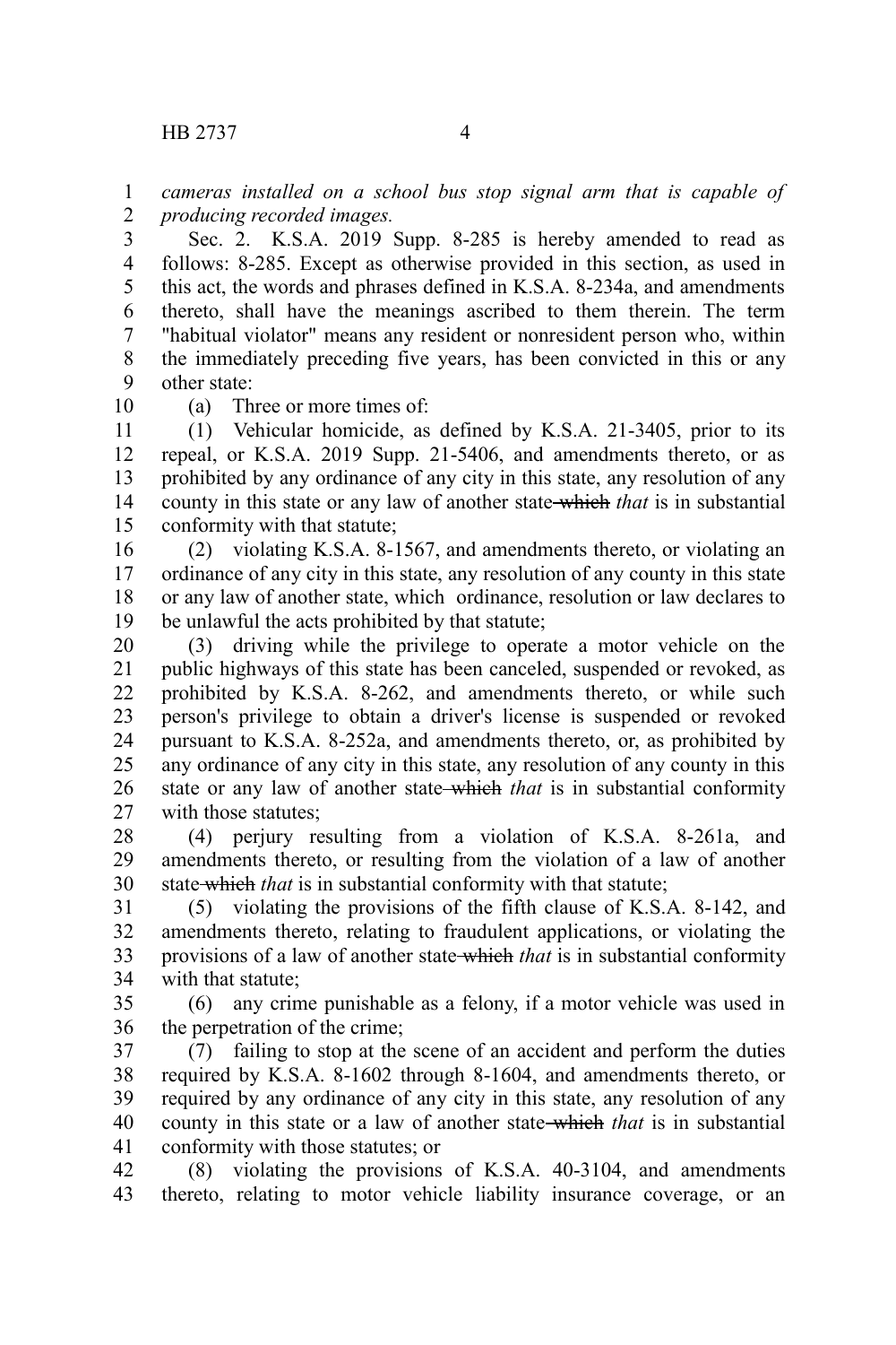*cameras installed on a school bus stop signal arm that is capable of producing recorded images.*

Sec. 2. K.S.A. 2019 Supp. 8-285 is hereby amended to read as follows: 8-285. Except as otherwise provided in this section, as used in this act, the words and phrases defined in K.S.A. 8-234a, and amendments thereto, shall have the meanings ascribed to them therein. The term "habitual violator" means any resident or nonresident person who, within the immediately preceding five years, has been convicted in this or any other state:

(a) Three or more times of:

(1) Vehicular homicide, as defined by K.S.A. 21-3405, prior to its repeal, or K.S.A. 2019 Supp. 21-5406, and amendments thereto, or as prohibited by any ordinance of any city in this state, any resolution of any county in this state or any law of another state ~~which~~ *that* is in substantial conformity with that statute;

(2) violating K.S.A. 8-1567, and amendments thereto, or violating an ordinance of any city in this state, any resolution of any county in this state or any law of another state, which ordinance, resolution or law declares to be unlawful the acts prohibited by that statute;

(3) driving while the privilege to operate a motor vehicle on the public highways of this state has been canceled, suspended or revoked, as prohibited by K.S.A. 8-262, and amendments thereto, or while such person's privilege to obtain a driver's license is suspended or revoked pursuant to K.S.A. 8-252a, and amendments thereto, or, as prohibited by any ordinance of any city in this state, any resolution of any county in this state or any law of another state ~~which~~ *that* is in substantial conformity with those statutes;

(4) perjury resulting from a violation of K.S.A. 8-261a, and amendments thereto, or resulting from the violation of a law of another state ~~which~~ *that* is in substantial conformity with that statute;

(5) violating the provisions of the fifth clause of K.S.A. 8-142, and amendments thereto, relating to fraudulent applications, or violating the provisions of a law of another state ~~which~~ *that* is in substantial conformity with that statute;

(6) any crime punishable as a felony, if a motor vehicle was used in the perpetration of the crime;

(7) failing to stop at the scene of an accident and perform the duties required by K.S.A. 8-1602 through 8-1604, and amendments thereto, or required by any ordinance of any city in this state, any resolution of any county in this state or a law of another state ~~which~~ *that* is in substantial conformity with those statutes; or

(8) violating the provisions of K.S.A. 40-3104, and amendments thereto, relating to motor vehicle liability insurance coverage, or an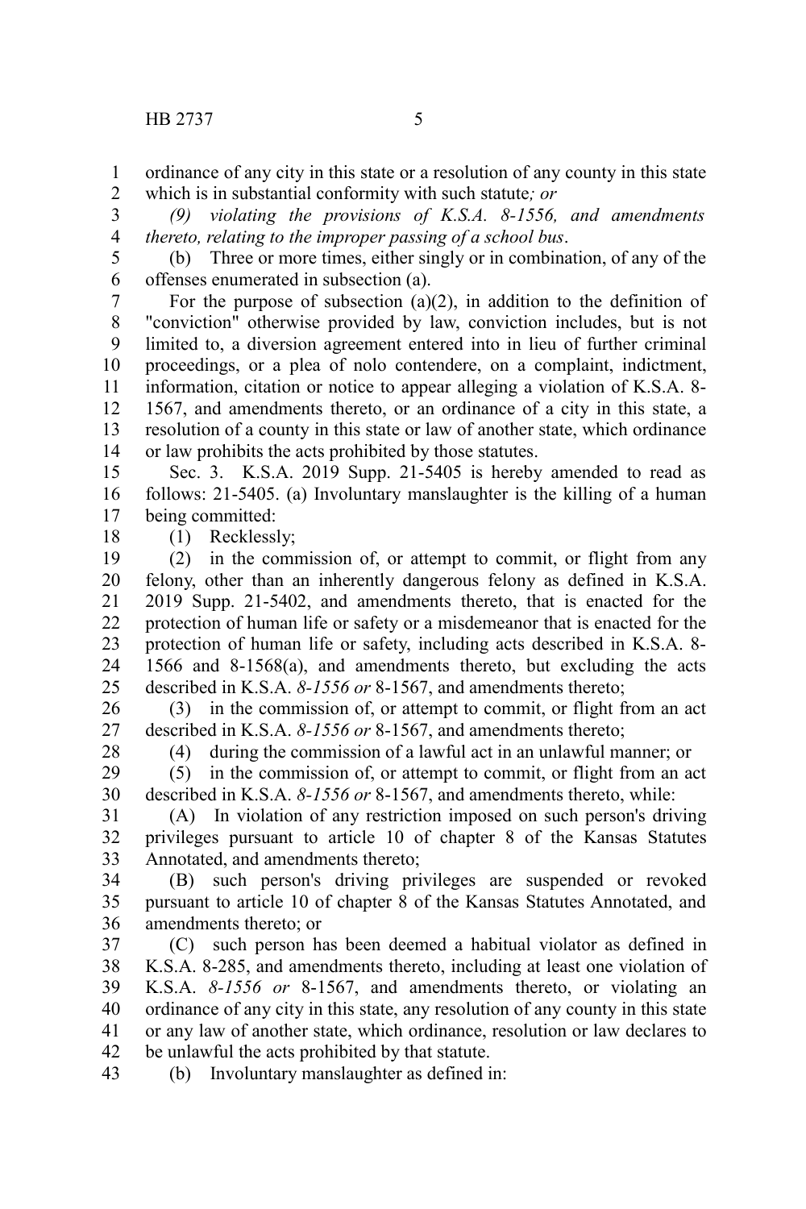ordinance of any city in this state or a resolution of any county in this state which is in substantial conformity with such statute*; or*

*(9) violating the provisions of K.S.A. 8-1556, and amendments thereto, relating to the improper passing of a school bus*.

(b) Three or more times, either singly or in combination, of any of the offenses enumerated in subsection (a).

For the purpose of subsection (a)(2), in addition to the definition of "conviction" otherwise provided by law, conviction includes, but is not limited to, a diversion agreement entered into in lieu of further criminal proceedings, or a plea of nolo contendere, on a complaint, indictment, information, citation or notice to appear alleging a violation of K.S.A. 8-1567, and amendments thereto, or an ordinance of a city in this state, a resolution of a county in this state or law of another state, which ordinance or law prohibits the acts prohibited by those statutes.

Sec. 3. K.S.A. 2019 Supp. 21-5405 is hereby amended to read as follows: 21-5405. (a) Involuntary manslaughter is the killing of a human being committed:

(1) Recklessly;

(2) in the commission of, or attempt to commit, or flight from any felony, other than an inherently dangerous felony as defined in K.S.A. 2019 Supp. 21-5402, and amendments thereto, that is enacted for the protection of human life or safety or a misdemeanor that is enacted for the protection of human life or safety, including acts described in K.S.A. 8-1566 and 8-1568(a), and amendments thereto, but excluding the acts described in K.S.A. *8-1556 or* 8-1567, and amendments thereto;

(3) in the commission of, or attempt to commit, or flight from an act described in K.S.A. *8-1556 or* 8-1567, and amendments thereto;

(4) during the commission of a lawful act in an unlawful manner; or

(5) in the commission of, or attempt to commit, or flight from an act described in K.S.A. *8-1556 or* 8-1567, and amendments thereto, while:

(A) In violation of any restriction imposed on such person's driving privileges pursuant to article 10 of chapter 8 of the Kansas Statutes Annotated, and amendments thereto;

(B) such person's driving privileges are suspended or revoked pursuant to article 10 of chapter 8 of the Kansas Statutes Annotated, and amendments thereto; or

(C) such person has been deemed a habitual violator as defined in K.S.A. 8-285, and amendments thereto, including at least one violation of K.S.A. *8-1556 or* 8-1567, and amendments thereto, or violating an ordinance of any city in this state, any resolution of any county in this state or any law of another state, which ordinance, resolution or law declares to be unlawful the acts prohibited by that statute.

(b) Involuntary manslaughter as defined in: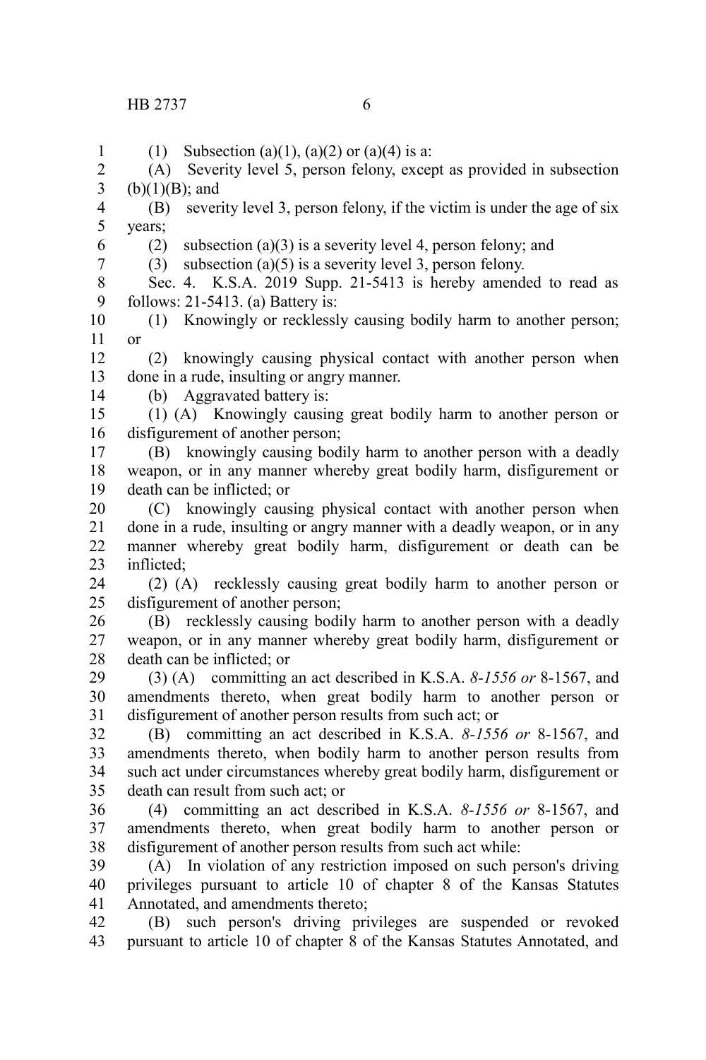(1) Subsection (a)(1), (a)(2) or (a)(4) is a:

(A) Severity level 5, person felony, except as provided in subsection (b)(1)(B); and

(B) severity level 3, person felony, if the victim is under the age of six years;

(2) subsection (a)(3) is a severity level 4, person felony; and

(3) subsection (a)(5) is a severity level 3, person felony.

Sec. 4. K.S.A. 2019 Supp. 21-5413 is hereby amended to read as follows: 21-5413. (a) Battery is:

(1) Knowingly or recklessly causing bodily harm to another person; or

(2) knowingly causing physical contact with another person when done in a rude, insulting or angry manner.

(b) Aggravated battery is:

(1) (A) Knowingly causing great bodily harm to another person or disfigurement of another person;

(B) knowingly causing bodily harm to another person with a deadly weapon, or in any manner whereby great bodily harm, disfigurement or death can be inflicted; or

(C) knowingly causing physical contact with another person when done in a rude, insulting or angry manner with a deadly weapon, or in any manner whereby great bodily harm, disfigurement or death can be inflicted;

(2) (A) recklessly causing great bodily harm to another person or disfigurement of another person;

(B) recklessly causing bodily harm to another person with a deadly weapon, or in any manner whereby great bodily harm, disfigurement or death can be inflicted; or

(3) (A) committing an act described in K.S.A. *8-1556 or* 8-1567, and amendments thereto, when great bodily harm to another person or disfigurement of another person results from such act; or

(B) committing an act described in K.S.A. *8-1556 or* 8-1567, and amendments thereto, when bodily harm to another person results from such act under circumstances whereby great bodily harm, disfigurement or death can result from such act; or

(4) committing an act described in K.S.A. *8-1556 or* 8-1567, and amendments thereto, when great bodily harm to another person or disfigurement of another person results from such act while:

(A) In violation of any restriction imposed on such person's driving privileges pursuant to article 10 of chapter 8 of the Kansas Statutes Annotated, and amendments thereto;

(B) such person's driving privileges are suspended or revoked pursuant to article 10 of chapter 8 of the Kansas Statutes Annotated, and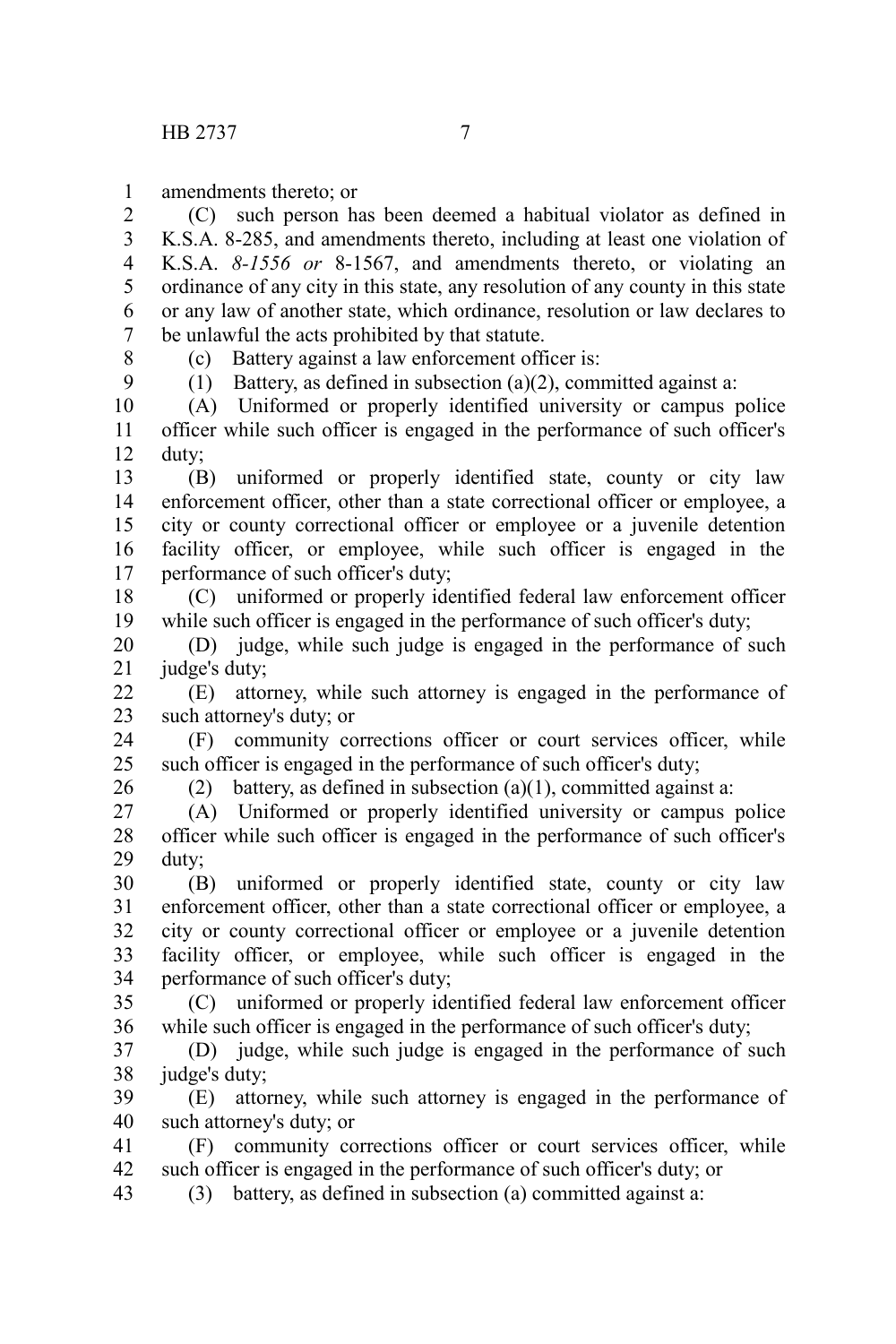amendments thereto; or

(C) such person has been deemed a habitual violator as defined in K.S.A. 8-285, and amendments thereto, including at least one violation of K.S.A. *8-1556 or* 8-1567, and amendments thereto, or violating an ordinance of any city in this state, any resolution of any county in this state or any law of another state, which ordinance, resolution or law declares to be unlawful the acts prohibited by that statute.

(c) Battery against a law enforcement officer is:

(1) Battery, as defined in subsection (a)(2), committed against a:

(A) Uniformed or properly identified university or campus police officer while such officer is engaged in the performance of such officer's duty;

(B) uniformed or properly identified state, county or city law enforcement officer, other than a state correctional officer or employee, a city or county correctional officer or employee or a juvenile detention facility officer, or employee, while such officer is engaged in the performance of such officer's duty;

(C) uniformed or properly identified federal law enforcement officer while such officer is engaged in the performance of such officer's duty;

(D) judge, while such judge is engaged in the performance of such judge's duty;

(E) attorney, while such attorney is engaged in the performance of such attorney's duty; or

(F) community corrections officer or court services officer, while such officer is engaged in the performance of such officer's duty;

(2) battery, as defined in subsection (a)(1), committed against a:

(A) Uniformed or properly identified university or campus police officer while such officer is engaged in the performance of such officer's duty;

(B) uniformed or properly identified state, county or city law enforcement officer, other than a state correctional officer or employee, a city or county correctional officer or employee or a juvenile detention facility officer, or employee, while such officer is engaged in the performance of such officer's duty;

(C) uniformed or properly identified federal law enforcement officer while such officer is engaged in the performance of such officer's duty;

(D) judge, while such judge is engaged in the performance of such judge's duty;

(E) attorney, while such attorney is engaged in the performance of such attorney's duty; or

(F) community corrections officer or court services officer, while such officer is engaged in the performance of such officer's duty; or

(3) battery, as defined in subsection (a) committed against a: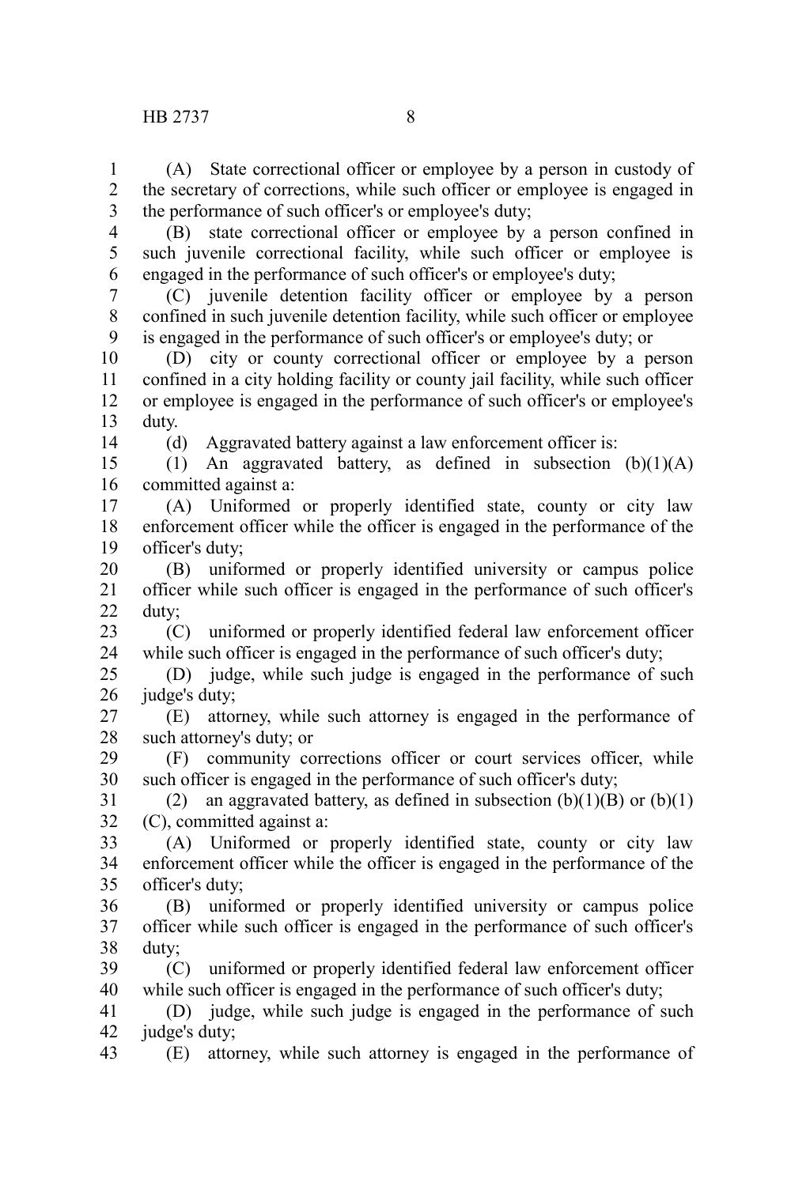(A) State correctional officer or employee by a person in custody of the secretary of corrections, while such officer or employee is engaged in the performance of such officer's or employee's duty;

(B) state correctional officer or employee by a person confined in such juvenile correctional facility, while such officer or employee is engaged in the performance of such officer's or employee's duty;

(C) juvenile detention facility officer or employee by a person confined in such juvenile detention facility, while such officer or employee is engaged in the performance of such officer's or employee's duty; or

(D) city or county correctional officer or employee by a person confined in a city holding facility or county jail facility, while such officer or employee is engaged in the performance of such officer's or employee's duty.

(d) Aggravated battery against a law enforcement officer is:

(1) An aggravated battery, as defined in subsection (b)(1)(A) committed against a:

(A) Uniformed or properly identified state, county or city law enforcement officer while the officer is engaged in the performance of the officer's duty;

(B) uniformed or properly identified university or campus police officer while such officer is engaged in the performance of such officer's duty;

(C) uniformed or properly identified federal law enforcement officer while such officer is engaged in the performance of such officer's duty;

(D) judge, while such judge is engaged in the performance of such judge's duty;

(E) attorney, while such attorney is engaged in the performance of such attorney's duty; or

(F) community corrections officer or court services officer, while such officer is engaged in the performance of such officer's duty;

(2) an aggravated battery, as defined in subsection (b)(1)(B) or (b)(1)(C), committed against a:

(A) Uniformed or properly identified state, county or city law enforcement officer while the officer is engaged in the performance of the officer's duty;

(B) uniformed or properly identified university or campus police officer while such officer is engaged in the performance of such officer's duty;

(C) uniformed or properly identified federal law enforcement officer while such officer is engaged in the performance of such officer's duty;

(D) judge, while such judge is engaged in the performance of such judge's duty;

(E) attorney, while such attorney is engaged in the performance of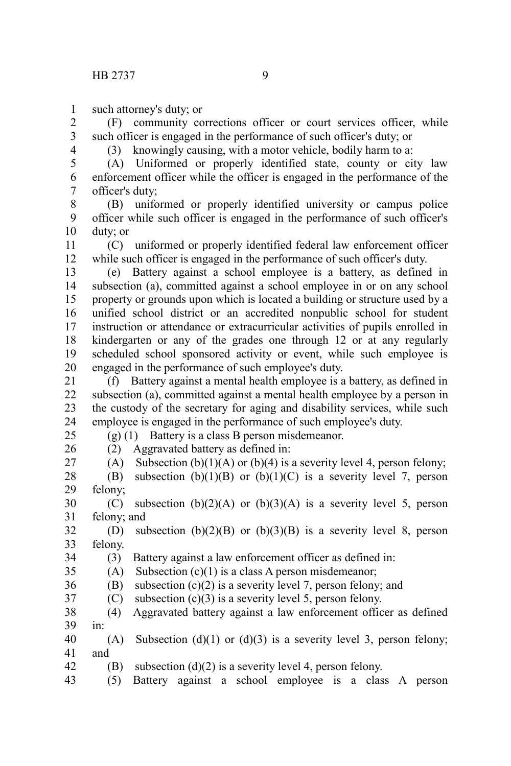such attorney's duty; or

(F) community corrections officer or court services officer, while such officer is engaged in the performance of such officer's duty; or

(3) knowingly causing, with a motor vehicle, bodily harm to a:

(A) Uniformed or properly identified state, county or city law enforcement officer while the officer is engaged in the performance of the officer's duty;

(B) uniformed or properly identified university or campus police officer while such officer is engaged in the performance of such officer's duty; or

(C) uniformed or properly identified federal law enforcement officer while such officer is engaged in the performance of such officer's duty.

(e) Battery against a school employee is a battery, as defined in subsection (a), committed against a school employee in or on any school property or grounds upon which is located a building or structure used by a unified school district or an accredited nonpublic school for student instruction or attendance or extracurricular activities of pupils enrolled in kindergarten or any of the grades one through 12 or at any regularly scheduled school sponsored activity or event, while such employee is engaged in the performance of such employee's duty.

(f) Battery against a mental health employee is a battery, as defined in subsection (a), committed against a mental health employee by a person in the custody of the secretary for aging and disability services, while such employee is engaged in the performance of such employee's duty.

(g) (1) Battery is a class B person misdemeanor.

(2) Aggravated battery as defined in:

(A) Subsection (b)(1)(A) or (b)(4) is a severity level 4, person felony;

(B) subsection (b)(1)(B) or (b)(1)(C) is a severity level 7, person felony;

(C) subsection (b)(2)(A) or (b)(3)(A) is a severity level 5, person felony; and

(D) subsection (b)(2)(B) or (b)(3)(B) is a severity level 8, person felony.

(3) Battery against a law enforcement officer as defined in:

(A) Subsection (c)(1) is a class A person misdemeanor;

(B) subsection (c)(2) is a severity level 7, person felony; and

(C) subsection (c)(3) is a severity level 5, person felony.

(4) Aggravated battery against a law enforcement officer as defined in:

(A) Subsection (d)(1) or (d)(3) is a severity level 3, person felony; and

(B) subsection (d)(2) is a severity level 4, person felony.

(5) Battery against a school employee is a class A person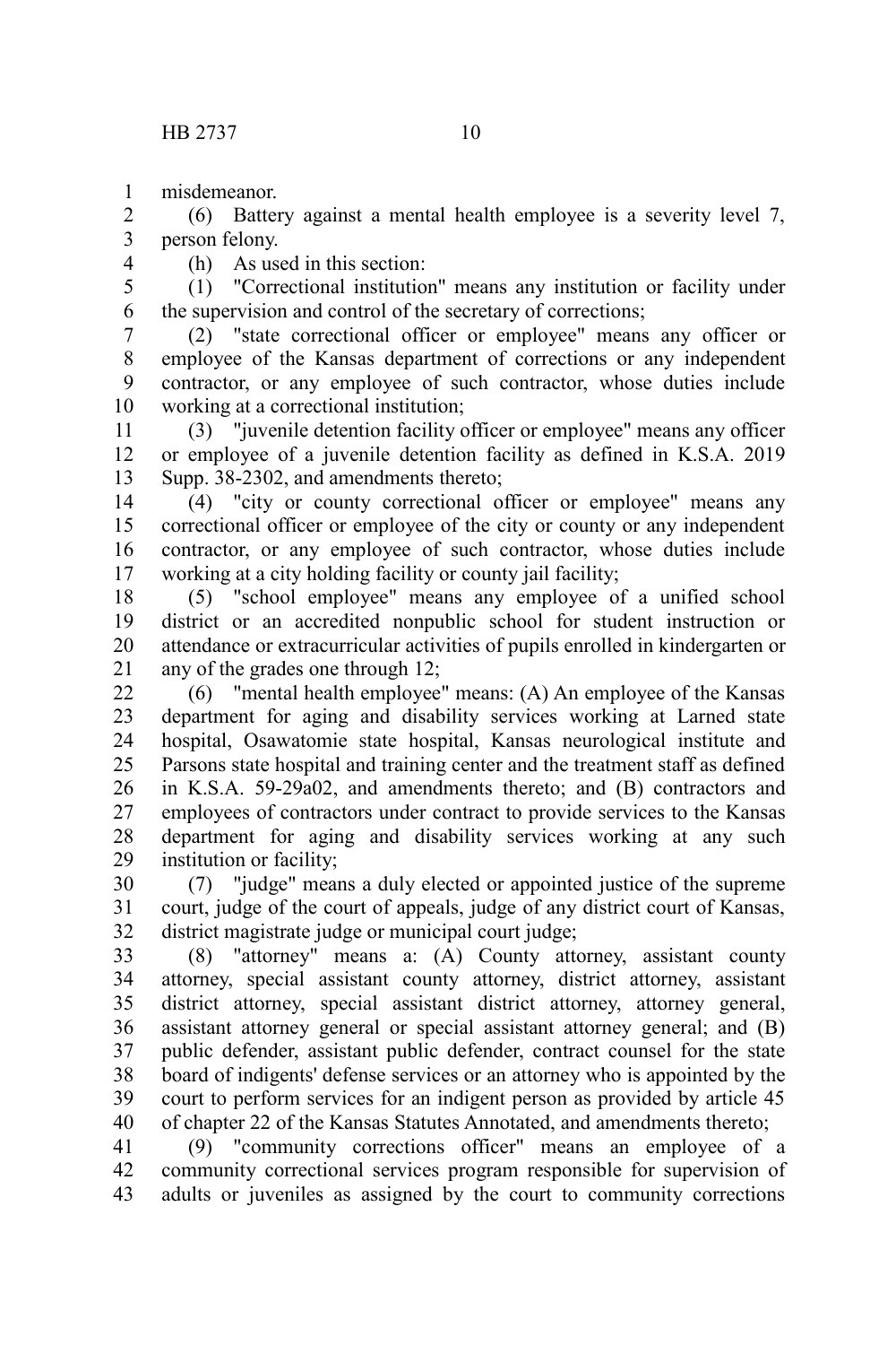misdemeanor.

(6) Battery against a mental health employee is a severity level 7, person felony.

(h) As used in this section:

(1) "Correctional institution" means any institution or facility under the supervision and control of the secretary of corrections;

(2) "state correctional officer or employee" means any officer or employee of the Kansas department of corrections or any independent contractor, or any employee of such contractor, whose duties include working at a correctional institution;

(3) "juvenile detention facility officer or employee" means any officer or employee of a juvenile detention facility as defined in K.S.A. 2019 Supp. 38-2302, and amendments thereto;

(4) "city or county correctional officer or employee" means any correctional officer or employee of the city or county or any independent contractor, or any employee of such contractor, whose duties include working at a city holding facility or county jail facility;

(5) "school employee" means any employee of a unified school district or an accredited nonpublic school for student instruction or attendance or extracurricular activities of pupils enrolled in kindergarten or any of the grades one through 12;

(6) "mental health employee" means: (A) An employee of the Kansas department for aging and disability services working at Larned state hospital, Osawatomie state hospital, Kansas neurological institute and Parsons state hospital and training center and the treatment staff as defined in K.S.A. 59-29a02, and amendments thereto; and (B) contractors and employees of contractors under contract to provide services to the Kansas department for aging and disability services working at any such institution or facility;

(7) "judge" means a duly elected or appointed justice of the supreme court, judge of the court of appeals, judge of any district court of Kansas, district magistrate judge or municipal court judge;

(8) "attorney" means a: (A) County attorney, assistant county attorney, special assistant county attorney, district attorney, assistant district attorney, special assistant district attorney, attorney general, assistant attorney general or special assistant attorney general; and (B) public defender, assistant public defender, contract counsel for the state board of indigents' defense services or an attorney who is appointed by the court to perform services for an indigent person as provided by article 45 of chapter 22 of the Kansas Statutes Annotated, and amendments thereto;

(9) "community corrections officer" means an employee of a community correctional services program responsible for supervision of adults or juveniles as assigned by the court to community corrections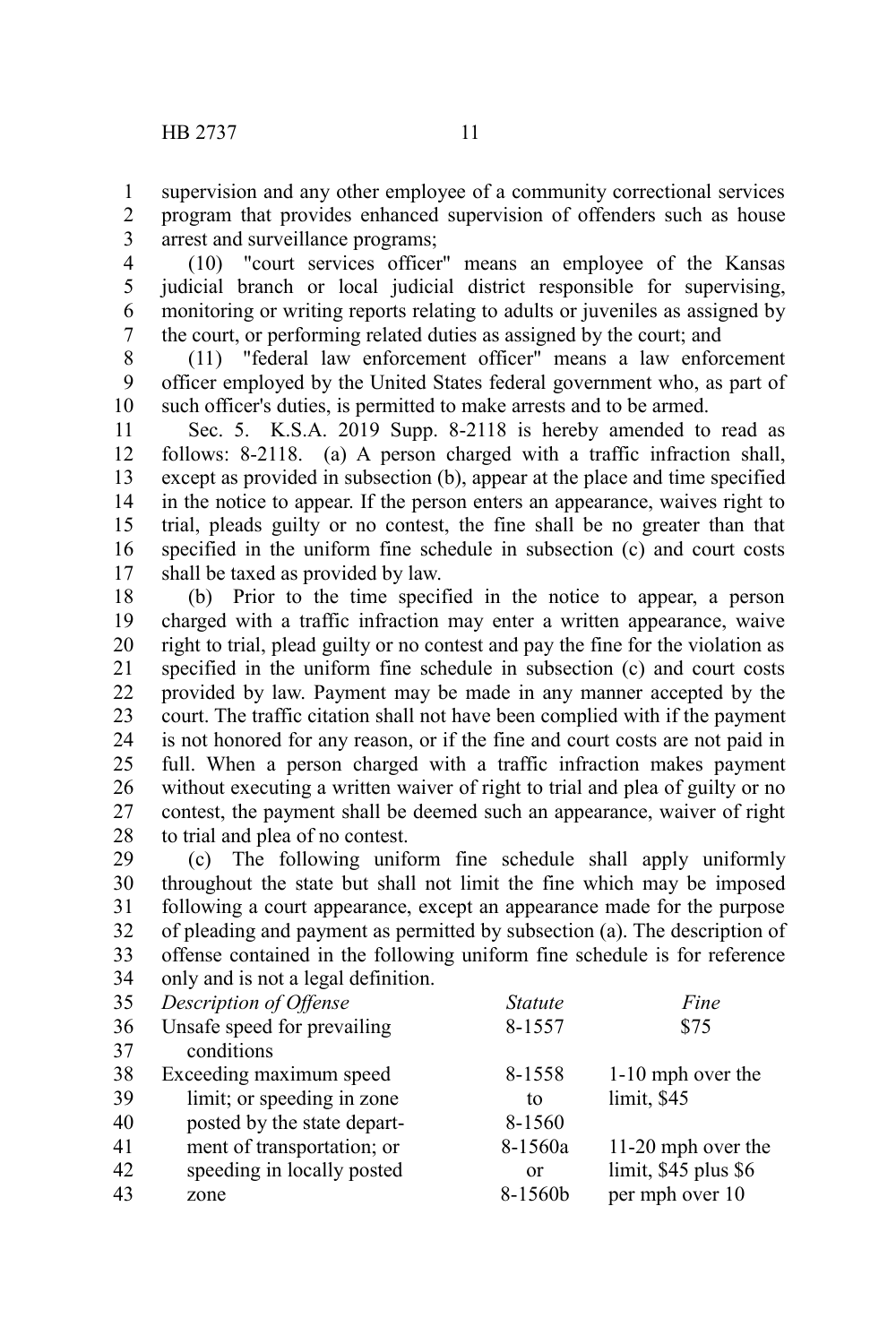supervision and any other employee of a community correctional services program that provides enhanced supervision of offenders such as house arrest and surveillance programs;

(10) "court services officer" means an employee of the Kansas judicial branch or local judicial district responsible for supervising, monitoring or writing reports relating to adults or juveniles as assigned by the court, or performing related duties as assigned by the court; and

(11) "federal law enforcement officer" means a law enforcement officer employed by the United States federal government who, as part of such officer's duties, is permitted to make arrests and to be armed.

Sec. 5. K.S.A. 2019 Supp. 8-2118 is hereby amended to read as follows: 8-2118. (a) A person charged with a traffic infraction shall, except as provided in subsection (b), appear at the place and time specified in the notice to appear. If the person enters an appearance, waives right to trial, pleads guilty or no contest, the fine shall be no greater than that specified in the uniform fine schedule in subsection (c) and court costs shall be taxed as provided by law.

(b) Prior to the time specified in the notice to appear, a person charged with a traffic infraction may enter a written appearance, waive right to trial, plead guilty or no contest and pay the fine for the violation as specified in the uniform fine schedule in subsection (c) and court costs provided by law. Payment may be made in any manner accepted by the court. The traffic citation shall not have been complied with if the payment is not honored for any reason, or if the fine and court costs are not paid in full. When a person charged with a traffic infraction makes payment without executing a written waiver of right to trial and plea of guilty or no contest, the payment shall be deemed such an appearance, waiver of right to trial and plea of no contest.

(c) The following uniform fine schedule shall apply uniformly throughout the state but shall not limit the fine which may be imposed following a court appearance, except an appearance made for the purpose of pleading and payment as permitted by subsection (a). The description of offense contained in the following uniform fine schedule is for reference only and is not a legal definition.

| *Description of Offense* | *Statute* | *Fine* |
|---|---|---|
| Unsafe speed for prevailing conditions | 8-1557 | $75 |
| Exceeding maximum speed limit; or speeding in zone posted by the state department of transportation; or speeding in locally posted zone | 8-1558 to 8-1560 8-1560a or 8-1560b | 1-10 mph over the limit, $45<br>11-20 mph over the limit, $45 plus $6 per mph over 10 |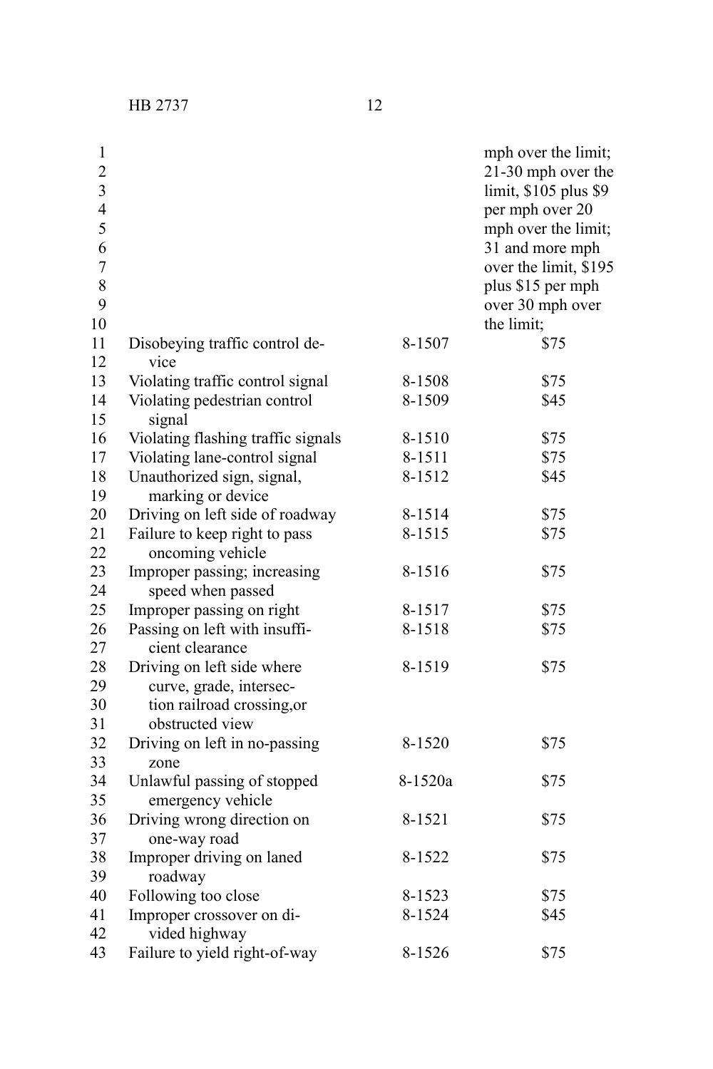| | | |
|---|---|---|
| | | mph over the limit; 21-30 mph over the limit, $105 plus $9 per mph over 20 mph over the limit; 31 and more mph over the limit, $195 plus $15 per mph over 30 mph over the limit; |
| Disobeying traffic control device | 8-1507 | $75 |
| Violating traffic control signal | 8-1508 | $75 |
| Violating pedestrian control signal | 8-1509 | $45 |
| Violating flashing traffic signals | 8-1510 | $75 |
| Violating lane-control signal | 8-1511 | $75 |
| Unauthorized sign, signal, marking or device | 8-1512 | $45 |
| Driving on left side of roadway | 8-1514 | $75 |
| Failure to keep right to pass oncoming vehicle | 8-1515 | $75 |
| Improper passing; increasing speed when passed | 8-1516 | $75 |
| Improper passing on right | 8-1517 | $75 |
| Passing on left with insufficient clearance | 8-1518 | $75 |
| Driving on left side where curve, grade, intersection railroad crossing,or obstructed view | 8-1519 | $75 |
| Driving on left in no-passing zone | 8-1520 | $75 |
| Unlawful passing of stopped emergency vehicle | 8-1520a | $75 |
| Driving wrong direction on one-way road | 8-1521 | $75 |
| Improper driving on laned roadway | 8-1522 | $75 |
| Following too close | 8-1523 | $75 |
| Improper crossover on divided highway | 8-1524 | $45 |
| Failure to yield right-of-way | 8-1526 | $75 |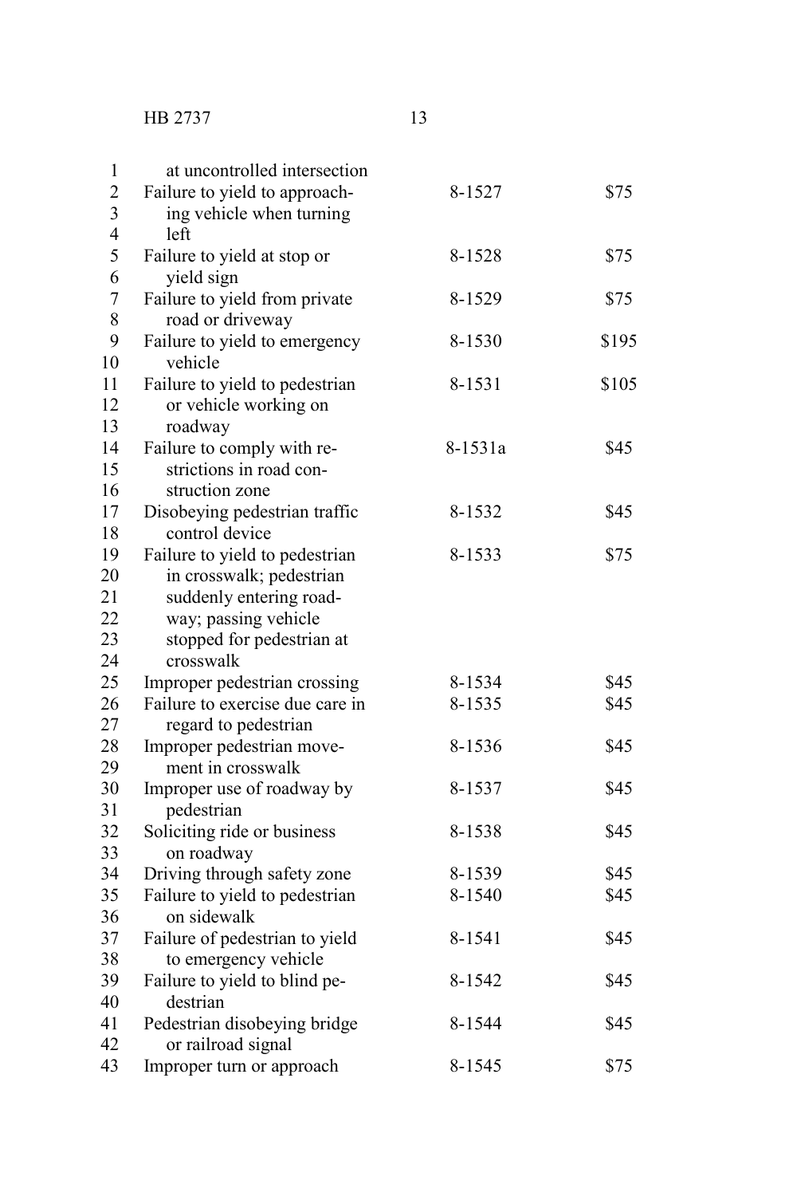| | | |
|---|---|---|
| at uncontrolled intersection | | |
| Failure to yield to approaching vehicle when turning left | 8-1527 | $75 |
| Failure to yield at stop or yield sign | 8-1528 | $75 |
| Failure to yield from private road or driveway | 8-1529 | $75 |
| Failure to yield to emergency vehicle | 8-1530 | $195 |
| Failure to yield to pedestrian or vehicle working on roadway | 8-1531 | $105 |
| Failure to comply with restrictions in road construction zone | 8-1531a | $45 |
| Disobeying pedestrian traffic control device | 8-1532 | $45 |
| Failure to yield to pedestrian in crosswalk; pedestrian suddenly entering roadway; passing vehicle stopped for pedestrian at crosswalk | 8-1533 | $75 |
| Improper pedestrian crossing | 8-1534 | $45 |
| Failure to exercise due care in regard to pedestrian | 8-1535 | $45 |
| Improper pedestrian movement in crosswalk | 8-1536 | $45 |
| Improper use of roadway by pedestrian | 8-1537 | $45 |
| Soliciting ride or business on roadway | 8-1538 | $45 |
| Driving through safety zone | 8-1539 | $45 |
| Failure to yield to pedestrian on sidewalk | 8-1540 | $45 |
| Failure of pedestrian to yield to emergency vehicle | 8-1541 | $45 |
| Failure to yield to blind pedestrian | 8-1542 | $45 |
| Pedestrian disobeying bridge or railroad signal | 8-1544 | $45 |
| Improper turn or approach | 8-1545 | $75 |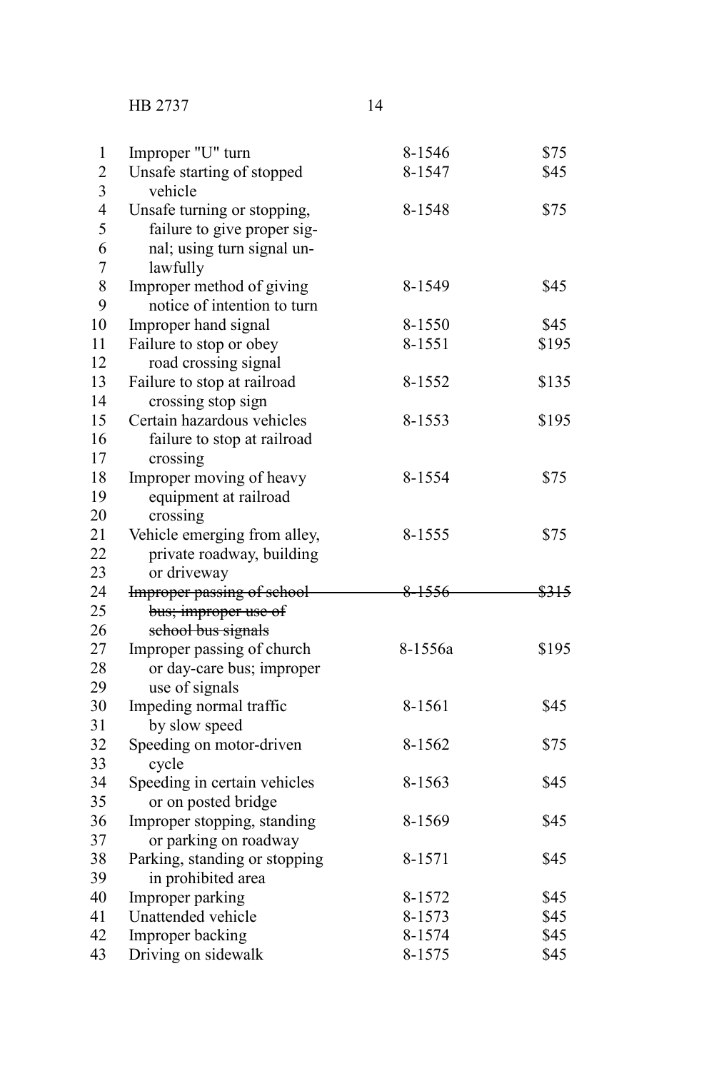| | | |
|---|---|---|
| Improper "U" turn | 8-1546 | $75 |
| Unsafe starting of stopped vehicle | 8-1547 | $45 |
| Unsafe turning or stopping, failure to give proper signal; using turn signal unlawfully | 8-1548 | $75 |
| Improper method of giving notice of intention to turn | 8-1549 | $45 |
| Improper hand signal | 8-1550 | $45 |
| Failure to stop or obey road crossing signal | 8-1551 | $195 |
| Failure to stop at railroad crossing stop sign | 8-1552 | $135 |
| Certain hazardous vehicles failure to stop at railroad crossing | 8-1553 | $195 |
| Improper moving of heavy equipment at railroad crossing | 8-1554 | $75 |
| Vehicle emerging from alley, private roadway, building or driveway | 8-1555 | $75 |
| ~~Improper passing of school bus; improper use of school bus signals~~ | ~~8-1556~~ | ~~$315~~ |
| Improper passing of church or day-care bus; improper use of signals | 8-1556a | $195 |
| Impeding normal traffic by slow speed | 8-1561 | $45 |
| Speeding on motor-driven cycle | 8-1562 | $75 |
| Speeding in certain vehicles or on posted bridge | 8-1563 | $45 |
| Improper stopping, standing or parking on roadway | 8-1569 | $45 |
| Parking, standing or stopping in prohibited area | 8-1571 | $45 |
| Improper parking | 8-1572 | $45 |
| Unattended vehicle | 8-1573 | $45 |
| Improper backing | 8-1574 | $45 |
| Driving on sidewalk | 8-1575 | $45 |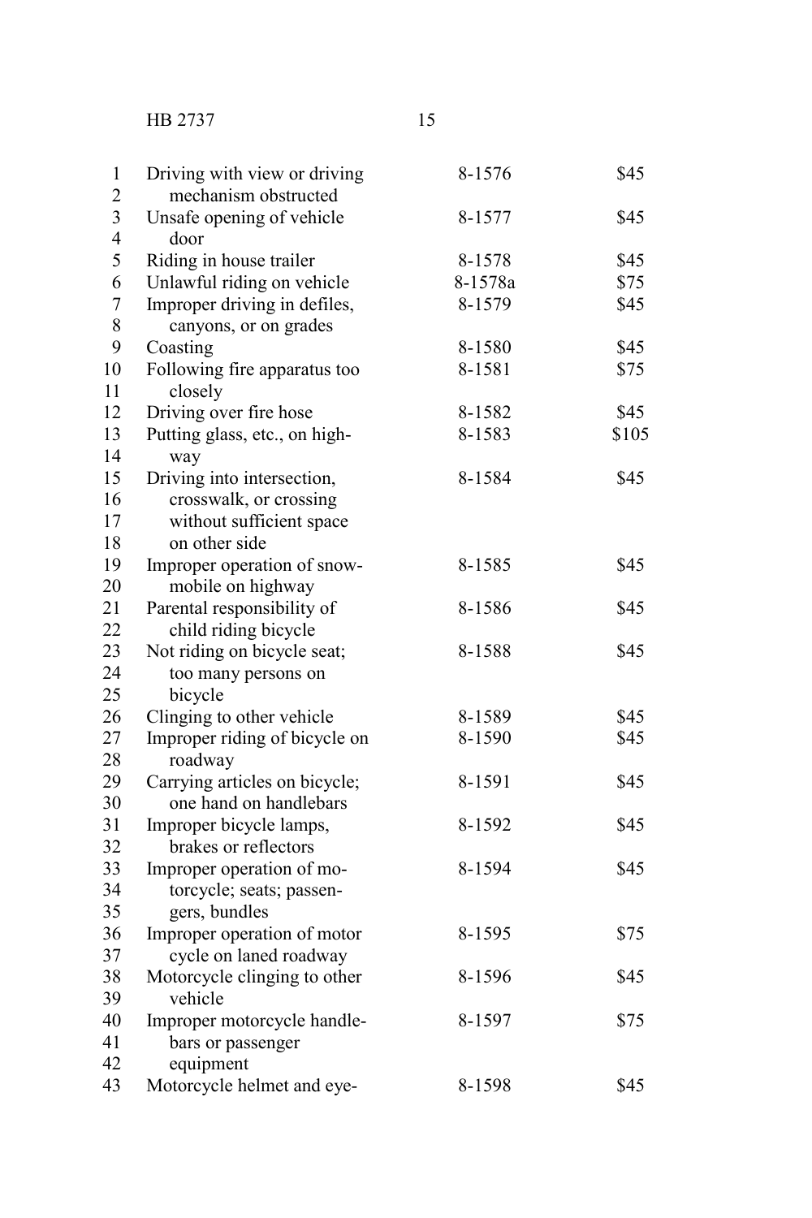| | | |
|---|---|---|
| Driving with view or driving mechanism obstructed | 8-1576 | $45 |
| Unsafe opening of vehicle door | 8-1577 | $45 |
| Riding in house trailer | 8-1578 | $45 |
| Unlawful riding on vehicle | 8-1578a | $75 |
| Improper driving in defiles, canyons, or on grades | 8-1579 | $45 |
| Coasting | 8-1580 | $45 |
| Following fire apparatus too closely | 8-1581 | $75 |
| Driving over fire hose | 8-1582 | $45 |
| Putting glass, etc., on highway | 8-1583 | $105 |
| Driving into intersection, crosswalk, or crossing without sufficient space on other side | 8-1584 | $45 |
| Improper operation of snowmobile on highway | 8-1585 | $45 |
| Parental responsibility of child riding bicycle | 8-1586 | $45 |
| Not riding on bicycle seat; too many persons on bicycle | 8-1588 | $45 |
| Clinging to other vehicle | 8-1589 | $45 |
| Improper riding of bicycle on roadway | 8-1590 | $45 |
| Carrying articles on bicycle; one hand on handlebars | 8-1591 | $45 |
| Improper bicycle lamps, brakes or reflectors | 8-1592 | $45 |
| Improper operation of motorcycle; seats; passengers, bundles | 8-1594 | $45 |
| Improper operation of motor cycle on laned roadway | 8-1595 | $75 |
| Motorcycle clinging to other vehicle | 8-1596 | $45 |
| Improper motorcycle handlebars or passenger equipment | 8-1597 | $75 |
| Motorcycle helmet and eye- | 8-1598 | $45 |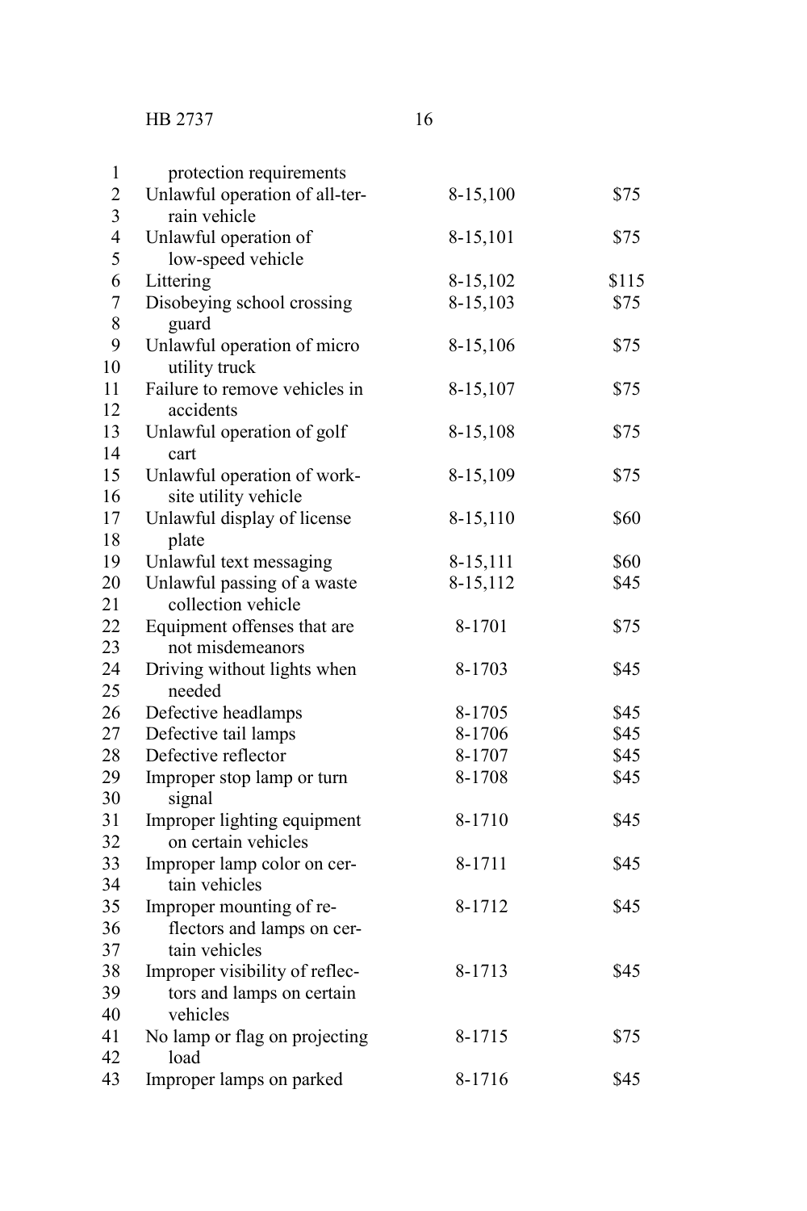| | | |
|---|---|---|
| protection requirements | | |
| Unlawful operation of all-terrain vehicle | 8-15,100 | $75 |
| Unlawful operation of low-speed vehicle | 8-15,101 | $75 |
| Littering | 8-15,102 | $115 |
| Disobeying school crossing guard | 8-15,103 | $75 |
| Unlawful operation of micro utility truck | 8-15,106 | $75 |
| Failure to remove vehicles in accidents | 8-15,107 | $75 |
| Unlawful operation of golf cart | 8-15,108 | $75 |
| Unlawful operation of work-site utility vehicle | 8-15,109 | $75 |
| Unlawful display of license plate | 8-15,110 | $60 |
| Unlawful text messaging | 8-15,111 | $60 |
| Unlawful passing of a waste collection vehicle | 8-15,112 | $45 |
| Equipment offenses that are not misdemeanors | 8-1701 | $75 |
| Driving without lights when needed | 8-1703 | $45 |
| Defective headlamps | 8-1705 | $45 |
| Defective tail lamps | 8-1706 | $45 |
| Defective reflector | 8-1707 | $45 |
| Improper stop lamp or turn signal | 8-1708 | $45 |
| Improper lighting equipment on certain vehicles | 8-1710 | $45 |
| Improper lamp color on certain vehicles | 8-1711 | $45 |
| Improper mounting of reflectors and lamps on certain vehicles | 8-1712 | $45 |
| Improper visibility of reflectors and lamps on certain vehicles | 8-1713 | $45 |
| No lamp or flag on projecting load | 8-1715 | $75 |
| Improper lamps on parked | 8-1716 | $45 |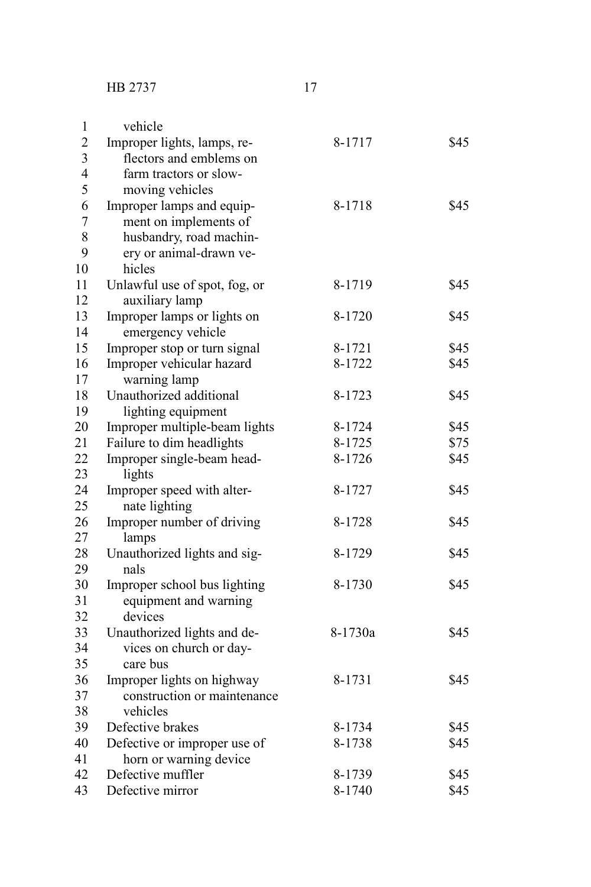| | | |
|---|---|---|
| vehicle | | |
| Improper lights, lamps, reflectors and emblems on farm tractors or slow-moving vehicles | 8-1717 | $45 |
| Improper lamps and equipment on implements of husbandry, road machinery or animal-drawn vehicles | 8-1718 | $45 |
| Unlawful use of spot, fog, or auxiliary lamp | 8-1719 | $45 |
| Improper lamps or lights on emergency vehicle | 8-1720 | $45 |
| Improper stop or turn signal | 8-1721 | $45 |
| Improper vehicular hazard warning lamp | 8-1722 | $45 |
| Unauthorized additional lighting equipment | 8-1723 | $45 |
| Improper multiple-beam lights | 8-1724 | $45 |
| Failure to dim headlights | 8-1725 | $75 |
| Improper single-beam headlights | 8-1726 | $45 |
| Improper speed with alternate lighting | 8-1727 | $45 |
| Improper number of driving lamps | 8-1728 | $45 |
| Unauthorized lights and signals | 8-1729 | $45 |
| Improper school bus lighting equipment and warning devices | 8-1730 | $45 |
| Unauthorized lights and devices on church or daycare bus | 8-1730a | $45 |
| Improper lights on highway construction or maintenance vehicles | 8-1731 | $45 |
| Defective brakes | 8-1734 | $45 |
| Defective or improper use of horn or warning device | 8-1738 | $45 |
| Defective muffler | 8-1739 | $45 |
| Defective mirror | 8-1740 | $45 |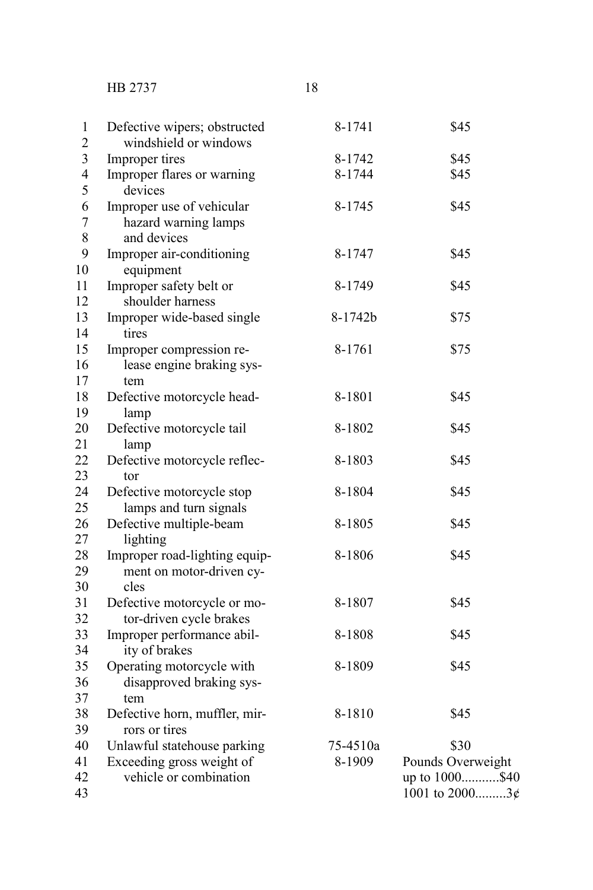| | | |
|---|---|---|
| Defective wipers; obstructed windshield or windows | 8-1741 | $45 |
| Improper tires | 8-1742 | $45 |
| Improper flares or warning devices | 8-1744 | $45 |
| Improper use of vehicular hazard warning lamps and devices | 8-1745 | $45 |
| Improper air-conditioning equipment | 8-1747 | $45 |
| Improper safety belt or shoulder harness | 8-1749 | $45 |
| Improper wide-based single tires | 8-1742b | $75 |
| Improper compression release engine braking system | 8-1761 | $75 |
| Defective motorcycle headlamp | 8-1801 | $45 |
| Defective motorcycle tail lamp | 8-1802 | $45 |
| Defective motorcycle reflector | 8-1803 | $45 |
| Defective motorcycle stop lamps and turn signals | 8-1804 | $45 |
| Defective multiple-beam lighting | 8-1805 | $45 |
| Improper road-lighting equipment on motor-driven cycles | 8-1806 | $45 |
| Defective motorcycle or motor-driven cycle brakes | 8-1807 | $45 |
| Improper performance ability of brakes | 8-1808 | $45 |
| Operating motorcycle with disapproved braking system | 8-1809 | $45 |
| Defective horn, muffler, mirrors or tires | 8-1810 | $45 |
| Unlawful statehouse parking | 75-4510a | $30 |
| Exceeding gross weight of vehicle or combination | 8-1909 | Pounds Overweight<br>up to 1000...........$40<br>1001 to 2000.........3¢ |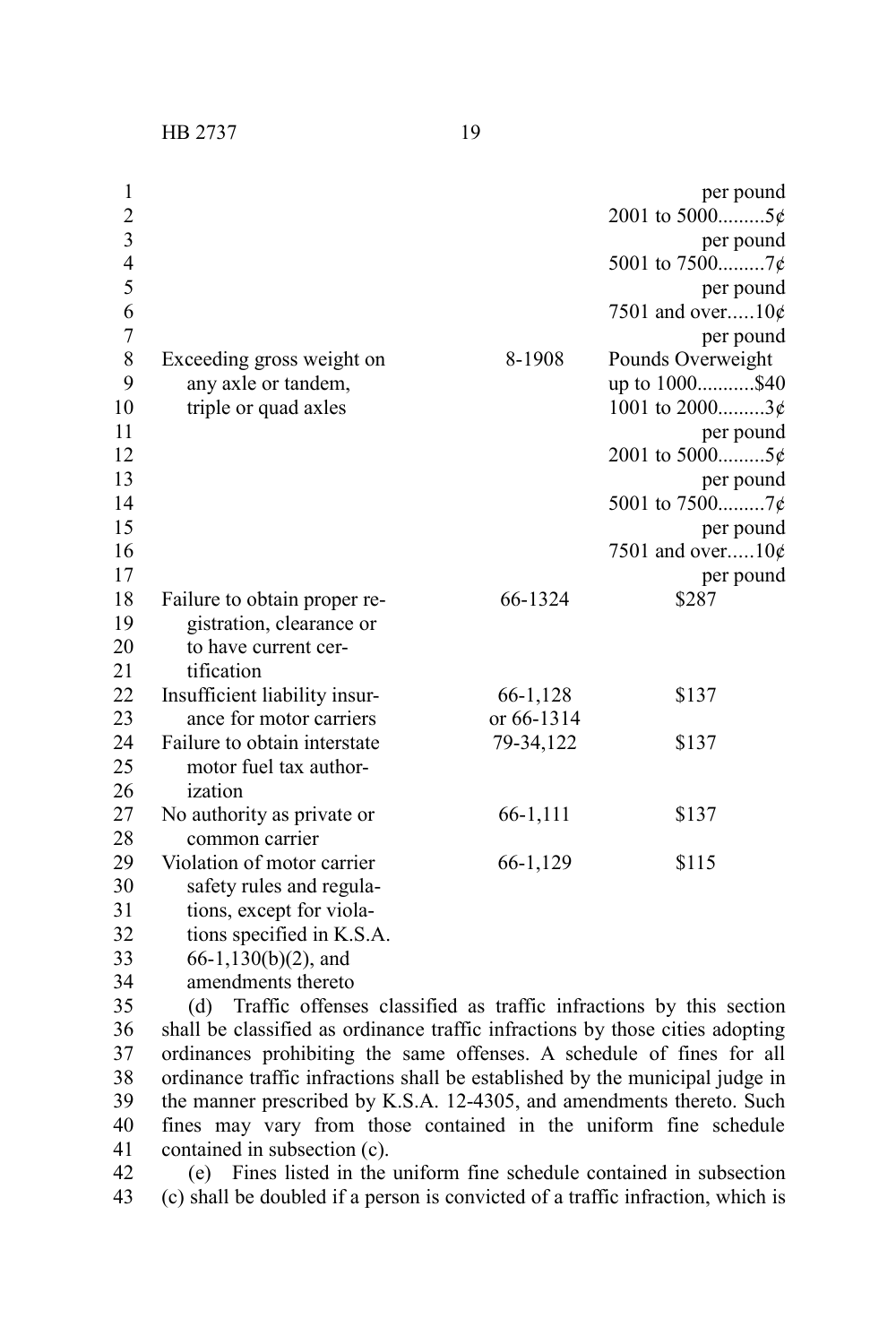| | | |
|---|---|---|
| | | per pound |
| | | 2001 to 5000.........5¢ per pound |
| | | 5001 to 7500.........7¢ per pound |
| | | 7501 and over.....10¢ per pound |
| Exceeding gross weight on any axle or tandem, triple or quad axles | 8-1908 | Pounds Overweight |
| | | up to 1000...........$40 |
| | | 1001 to 2000.........3¢ per pound |
| | | 2001 to 5000.........5¢ per pound |
| | | 5001 to 7500.........7¢ per pound |
| | | 7501 and over.....10¢ per pound |
| Failure to obtain proper registration, clearance or to have current certification | 66-1324 | $287 |
| Insufficient liability insurance for motor carriers | 66-1,128 or 66-1314 | $137 |
| Failure to obtain interstate motor fuel tax authorization | 79-34,122 | $137 |
| No authority as private or common carrier | 66-1,111 | $137 |
| Violation of motor carrier safety rules and regulations, except for violations specified in K.S.A. 66-1,130(b)(2), and amendments thereto | 66-1,129 | $115 |

(d) Traffic offenses classified as traffic infractions by this section shall be classified as ordinance traffic infractions by those cities adopting ordinances prohibiting the same offenses. A schedule of fines for all ordinance traffic infractions shall be established by the municipal judge in the manner prescribed by K.S.A. 12-4305, and amendments thereto. Such fines may vary from those contained in the uniform fine schedule contained in subsection (c).

(e) Fines listed in the uniform fine schedule contained in subsection (c) shall be doubled if a person is convicted of a traffic infraction, which is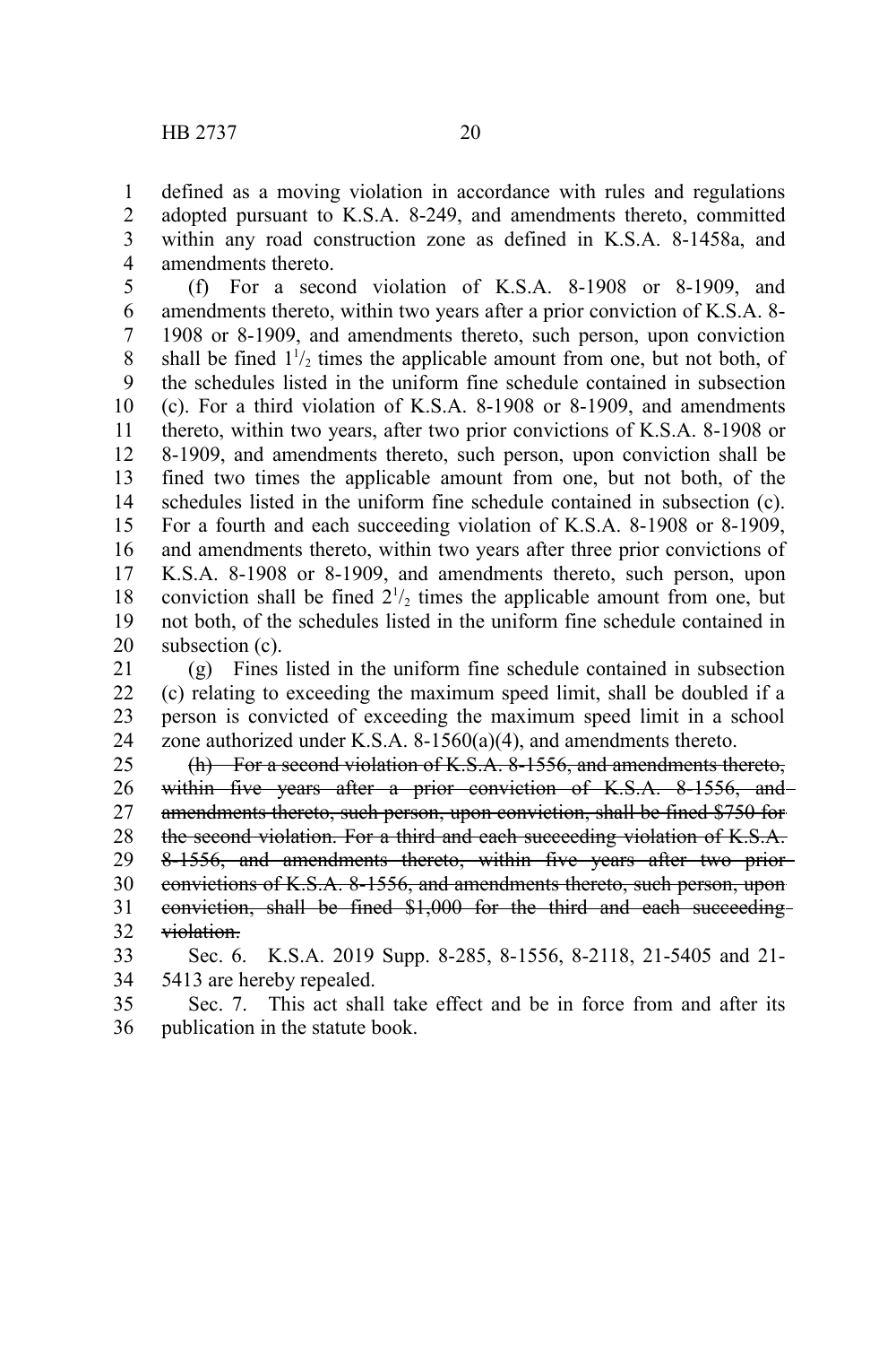defined as a moving violation in accordance with rules and regulations adopted pursuant to K.S.A. 8-249, and amendments thereto, committed within any road construction zone as defined in K.S.A. 8-1458a, and amendments thereto.

(f) For a second violation of K.S.A. 8-1908 or 8-1909, and amendments thereto, within two years after a prior conviction of K.S.A. 8-1908 or 8-1909, and amendments thereto, such person, upon conviction shall be fined $1^1/_2$ times the applicable amount from one, but not both, of the schedules listed in the uniform fine schedule contained in subsection (c). For a third violation of K.S.A. 8-1908 or 8-1909, and amendments thereto, within two years, after two prior convictions of K.S.A. 8-1908 or 8-1909, and amendments thereto, such person, upon conviction shall be fined two times the applicable amount from one, but not both, of the schedules listed in the uniform fine schedule contained in subsection (c). For a fourth and each succeeding violation of K.S.A. 8-1908 or 8-1909, and amendments thereto, within two years after three prior convictions of K.S.A. 8-1908 or 8-1909, and amendments thereto, such person, upon conviction shall be fined $2^1/_2$ times the applicable amount from one, but not both, of the schedules listed in the uniform fine schedule contained in subsection (c).

(g) Fines listed in the uniform fine schedule contained in subsection (c) relating to exceeding the maximum speed limit, shall be doubled if a person is convicted of exceeding the maximum speed limit in a school zone authorized under K.S.A. 8-1560(a)(4), and amendments thereto.

~~(h) For a second violation of K.S.A. 8-1556, and amendments thereto, within five years after a prior conviction of K.S.A. 8-1556, and amendments thereto, such person, upon conviction, shall be fined $750 for the second violation. For a third and each succeeding violation of K.S.A. 8-1556, and amendments thereto, within five years after two prior convictions of K.S.A. 8-1556, and amendments thereto, such person, upon conviction, shall be fined $1,000 for the third and each succeeding violation.~~

Sec. 6. K.S.A. 2019 Supp. 8-285, 8-1556, 8-2118, 21-5405 and 21-5413 are hereby repealed.

Sec. 7. This act shall take effect and be in force from and after its publication in the statute book.